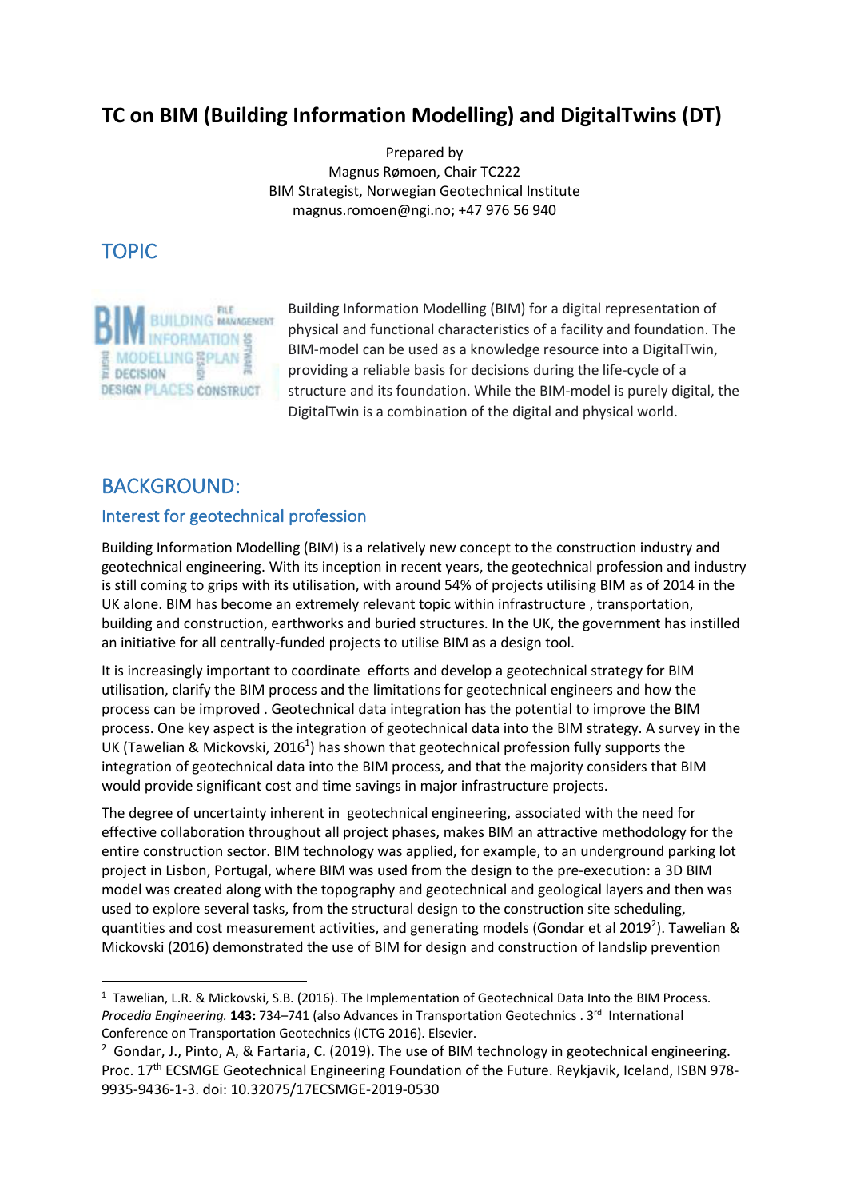# TC on BIM (Building Information Modelling) and DigitalTwins (DT)

Prepared by
Magnus Rømoen, Chair TC222
BIM Strategist, Norwegian Geotechnical Institute
magnus.romoen@ngi.no; +47 976 56 940

## TOPIC

Building Information Modelling (BIM) for a digital representation of physical and functional characteristics of a facility and foundation. The BIM-model can be used as a knowledge resource into a DigitalTwin, providing a reliable basis for decisions during the life-cycle of a structure and its foundation. While the BIM-model is purely digital, the DigitalTwin is a combination of the digital and physical world.

## BACKGROUND:

### Interest for geotechnical profession

Building Information Modelling (BIM) is a relatively new concept to the construction industry and geotechnical engineering. With its inception in recent years, the geotechnical profession and industry is still coming to grips with its utilisation, with around 54% of projects utilising BIM as of 2014 in the UK alone. BIM has become an extremely relevant topic within infrastructure , transportation, building and construction, earthworks and buried structures. In the UK, the government has instilled an initiative for all centrally-funded projects to utilise BIM as a design tool.

It is increasingly important to coordinate efforts and develop a geotechnical strategy for BIM utilisation, clarify the BIM process and the limitations for geotechnical engineers and how the process can be improved . Geotechnical data integration has the potential to improve the BIM process. One key aspect is the integration of geotechnical data into the BIM strategy. A survey in the UK (Tawelian & Mickovski, 2016[1]) has shown that geotechnical profession fully supports the integration of geotechnical data into the BIM process, and that the majority considers that BIM would provide significant cost and time savings in major infrastructure projects.

The degree of uncertainty inherent in geotechnical engineering, associated with the need for effective collaboration throughout all project phases, makes BIM an attractive methodology for the entire construction sector. BIM technology was applied, for example, to an underground parking lot project in Lisbon, Portugal, where BIM was used from the design to the pre-execution: a 3D BIM model was created along with the topography and geotechnical and geological layers and then was used to explore several tasks, from the structural design to the construction site scheduling, quantities and cost measurement activities, and generating models (Gondar et al 2019[2]). Tawelian & Mickovski (2016) demonstrated the use of BIM for design and construction of landslip prevention

---

[1] Tawelian, L.R. & Mickovski, S.B. (2016). The Implementation of Geotechnical Data Into the BIM Process. *Procedia Engineering.* **143:** 734–741 (also Advances in Transportation Geotechnics . 3rd International Conference on Transportation Geotechnics (ICTG 2016). Elsevier.

[2] Gondar, J., Pinto, A, & Fartaria, C. (2019). The use of BIM technology in geotechnical engineering. Proc. 17th ECSMGE Geotechnical Engineering Foundation of the Future. Reykjavik, Iceland, ISBN 978-9935-9436-1-3. doi: 10.32075/17ECSMGE-2019-0530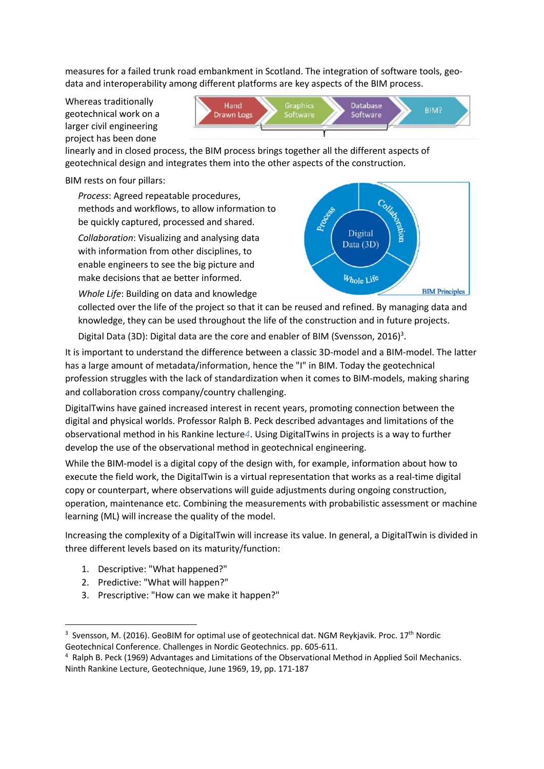measures for a failed trunk road embankment in Scotland. The integration of software tools, geo-data and interoperability among different platforms are key aspects of the BIM process.

Whereas traditionally geotechnical work on a larger civil engineering project has been done linearly and in closed process, the BIM process brings together all the different aspects of geotechnical design and integrates them into the other aspects of the construction.

BIM rests on four pillars:

*Process*: Agreed repeatable procedures, methods and workflows, to allow information to be quickly captured, processed and shared.

*Collaboration*: Visualizing and analysing data with information from other disciplines, to enable engineers to see the big picture and make decisions that ae better informed.

*Whole Life*: Building on data and knowledge collected over the life of the project so that it can be reused and refined. By managing data and knowledge, they can be used throughout the life of the construction and in future projects.

Digital Data (3D): Digital data are the core and enabler of BIM (Svensson, 2016)[3].

It is important to understand the difference between a classic 3D-model and a BIM-model. The latter has a large amount of metadata/information, hence the "I" in BIM. Today the geotechnical profession struggles with the lack of standardization when it comes to BIM-models, making sharing and collaboration cross company/country challenging.

DigitalTwins have gained increased interest in recent years, promoting connection between the digital and physical worlds. Professor Ralph B. Peck described advantages and limitations of the observational method in his Rankine lecture[4]. Using DigitalTwins in projects is a way to further develop the use of the observational method in geotechnical engineering.

While the BIM-model is a digital copy of the design with, for example, information about how to execute the field work, the DigitalTwin is a virtual representation that works as a real-time digital copy or counterpart, where observations will guide adjustments during ongoing construction, operation, maintenance etc. Combining the measurements with probabilistic assessment or machine learning (ML) will increase the quality of the model.

Increasing the complexity of a DigitalTwin will increase its value. In general, a DigitalTwin is divided in three different levels based on its maturity/function:

1. Descriptive: "What happened?"
2. Predictive: "What will happen?"
3. Prescriptive: "How can we make it happen?"

---

[3] Svensson, M. (2016). GeoBIM for optimal use of geotechnical dat. NGM Reykjavik. Proc. 17th Nordic Geotechnical Conference. Challenges in Nordic Geotechnics. pp. 605-611.

[4] Ralph B. Peck (1969) Advantages and Limitations of the Observational Method in Applied Soil Mechanics. Ninth Rankine Lecture, Geotechnique, June 1969, 19, pp. 171-187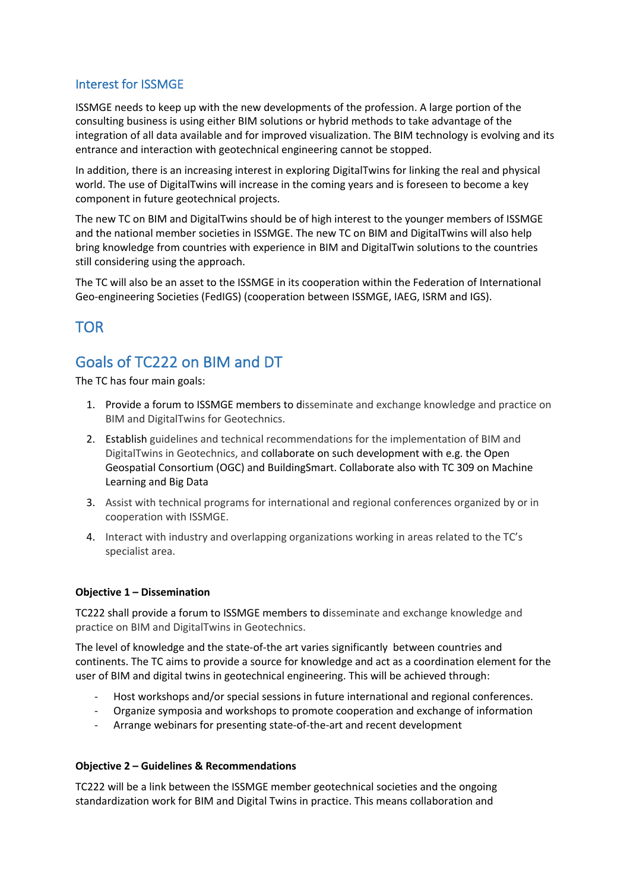## Interest for ISSMGE

ISSMGE needs to keep up with the new developments of the profession. A large portion of the consulting business is using either BIM solutions or hybrid methods to take advantage of the integration of all data available and for improved visualization. The BIM technology is evolving and its entrance and interaction with geotechnical engineering cannot be stopped.

In addition, there is an increasing interest in exploring DigitalTwins for linking the real and physical world. The use of DigitalTwins will increase in the coming years and is foreseen to become a key component in future geotechnical projects.

The new TC on BIM and DigitalTwins should be of high interest to the younger members of ISSMGE and the national member societies in ISSMGE. The new TC on BIM and DigitalTwins will also help bring knowledge from countries with experience in BIM and DigitalTwin solutions to the countries still considering using the approach.

The TC will also be an asset to the ISSMGE in its cooperation within the Federation of International Geo-engineering Societies (FedIGS) (cooperation between ISSMGE, IAEG, ISRM and IGS).

# TOR

# Goals of TC222 on BIM and DT

The TC has four main goals:

1. Provide a forum to ISSMGE members to disseminate and exchange knowledge and practice on BIM and DigitalTwins for Geotechnics.
2. Establish guidelines and technical recommendations for the implementation of BIM and DigitalTwins in Geotechnics, and collaborate on such development with e.g. the Open Geospatial Consortium (OGC) and BuildingSmart. Collaborate also with TC 309 on Machine Learning and Big Data
3. Assist with technical programs for international and regional conferences organized by or in cooperation with ISSMGE.
4. Interact with industry and overlapping organizations working in areas related to the TC's specialist area.

**Objective 1 – Dissemination**

TC222 shall provide a forum to ISSMGE members to disseminate and exchange knowledge and practice on BIM and DigitalTwins in Geotechnics.

The level of knowledge and the state-of-the art varies significantly between countries and continents. The TC aims to provide a source for knowledge and act as a coordination element for the user of BIM and digital twins in geotechnical engineering. This will be achieved through:

- Host workshops and/or special sessions in future international and regional conferences.
- Organize symposia and workshops to promote cooperation and exchange of information
- Arrange webinars for presenting state-of-the-art and recent development

**Objective 2 – Guidelines & Recommendations**

TC222 will be a link between the ISSMGE member geotechnical societies and the ongoing standardization work for BIM and Digital Twins in practice. This means collaboration and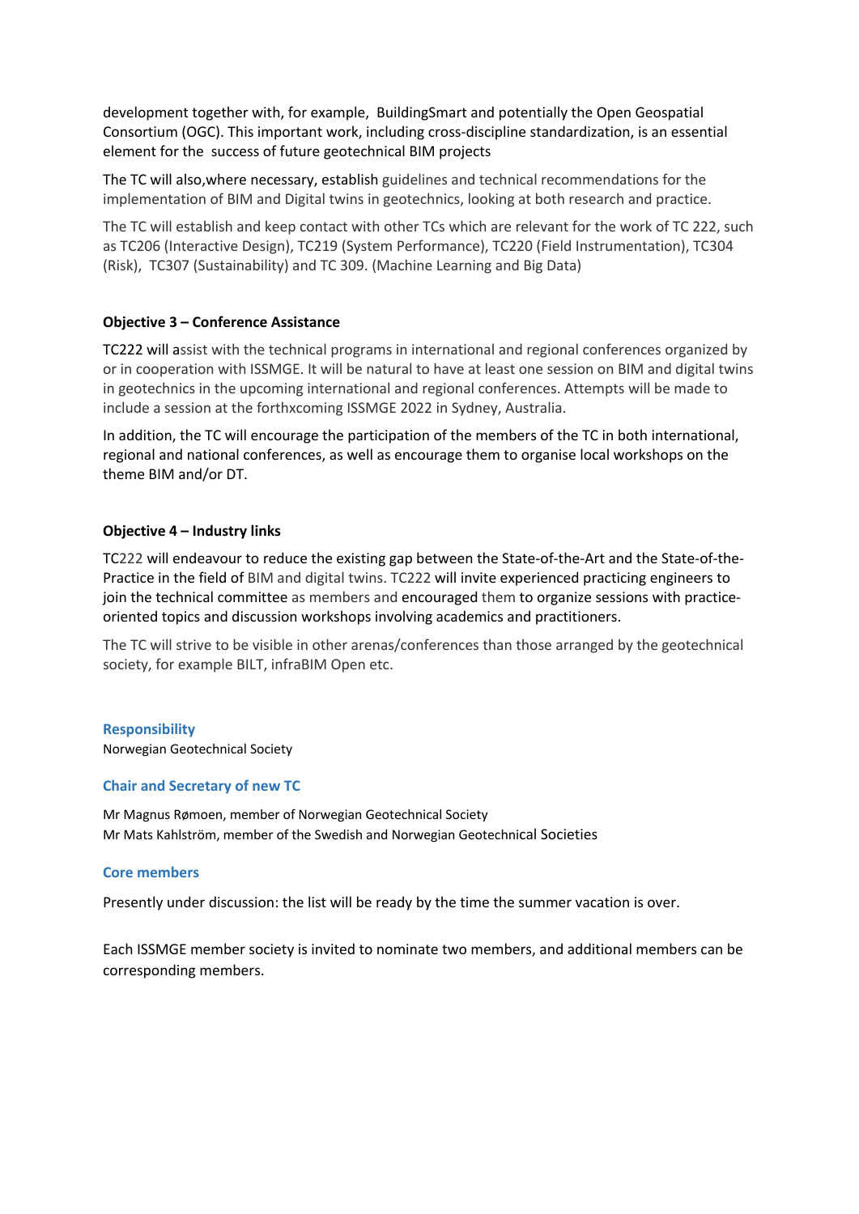development together with, for example, BuildingSmart and potentially the Open Geospatial Consortium (OGC). This important work, including cross-discipline standardization, is an essential element for the success of future geotechnical BIM projects

The TC will also,where necessary, establish guidelines and technical recommendations for the implementation of BIM and Digital twins in geotechnics, looking at both research and practice.

The TC will establish and keep contact with other TCs which are relevant for the work of TC 222, such as TC206 (Interactive Design), TC219 (System Performance), TC220 (Field Instrumentation), TC304 (Risk), TC307 (Sustainability) and TC 309. (Machine Learning and Big Data)

**Objective 3 – Conference Assistance**

TC222 will assist with the technical programs in international and regional conferences organized by or in cooperation with ISSMGE. It will be natural to have at least one session on BIM and digital twins in geotechnics in the upcoming international and regional conferences. Attempts will be made to include a session at the forthxcoming ISSMGE 2022 in Sydney, Australia.

In addition, the TC will encourage the participation of the members of the TC in both international, regional and national conferences, as well as encourage them to organise local workshops on the theme BIM and/or DT.

**Objective 4 – Industry links**

TC222 will endeavour to reduce the existing gap between the State-of-the-Art and the State-of-the-Practice in the field of BIM and digital twins. TC222 will invite experienced practicing engineers to join the technical committee as members and encouraged them to organize sessions with practice-oriented topics and discussion workshops involving academics and practitioners.

The TC will strive to be visible in other arenas/conferences than those arranged by the geotechnical society, for example BILT, infraBIM Open etc.

### Responsibility

Norwegian Geotechnical Society

### Chair and Secretary of new TC

Mr Magnus Rømoen, member of Norwegian Geotechnical Society
Mr Mats Kahlström, member of the Swedish and Norwegian Geotechnical Societies

### Core members

Presently under discussion: the list will be ready by the time the summer vacation is over.

Each ISSMGE member society is invited to nominate two members, and additional members can be corresponding members.